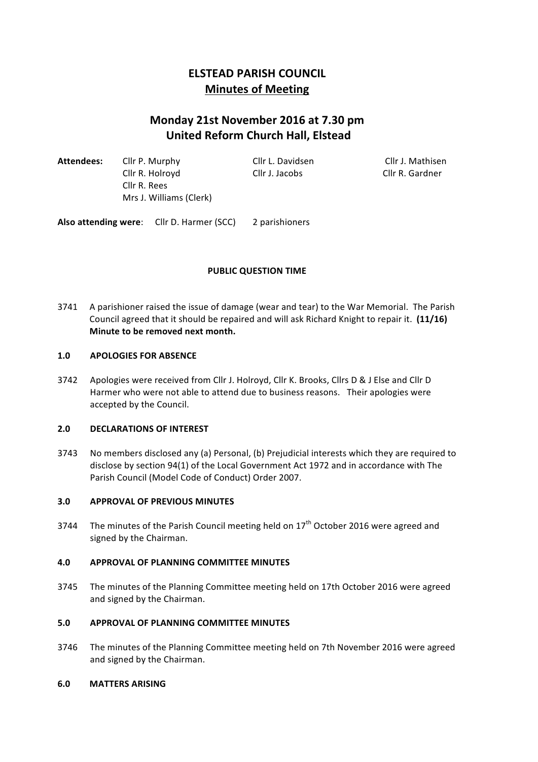# ELSTEAD PARISH COUNCIL
## Minutes of Meeting

## Monday 21st November 2016 at 7.30 pm
## United Reform Church Hall, Elstead

**Attendees:** Cllr P. Murphy, Cllr L. Davidsen, Cllr J. Mathisen, Cllr R. Holroyd, Cllr J. Jacobs, Cllr R. Gardner, Cllr R. Rees, Mrs J. Williams (Clerk)

**Also attending were**: Cllr D. Harmer (SCC) 2 parishioners

**PUBLIC QUESTION TIME**

3741 A parishioner raised the issue of damage (wear and tear) to the War Memorial. The Parish Council agreed that it should be repaired and will ask Richard Knight to repair it. **(11/16) Minute to be removed next month.**

**1.0 APOLOGIES FOR ABSENCE**

3742 Apologies were received from Cllr J. Holroyd, Cllr K. Brooks, Cllrs D & J Else and Cllr D Harmer who were not able to attend due to business reasons. Their apologies were accepted by the Council.

**2.0 DECLARATIONS OF INTEREST**

3743 No members disclosed any (a) Personal, (b) Prejudicial interests which they are required to disclose by section 94(1) of the Local Government Act 1972 and in accordance with The Parish Council (Model Code of Conduct) Order 2007.

**3.0 APPROVAL OF PREVIOUS MINUTES**

3744 The minutes of the Parish Council meeting held on 17th October 2016 were agreed and signed by the Chairman.

**4.0 APPROVAL OF PLANNING COMMITTEE MINUTES**

3745 The minutes of the Planning Committee meeting held on 17th October 2016 were agreed and signed by the Chairman.

**5.0 APPROVAL OF PLANNING COMMITTEE MINUTES**

3746 The minutes of the Planning Committee meeting held on 7th November 2016 were agreed and signed by the Chairman.

**6.0 MATTERS ARISING**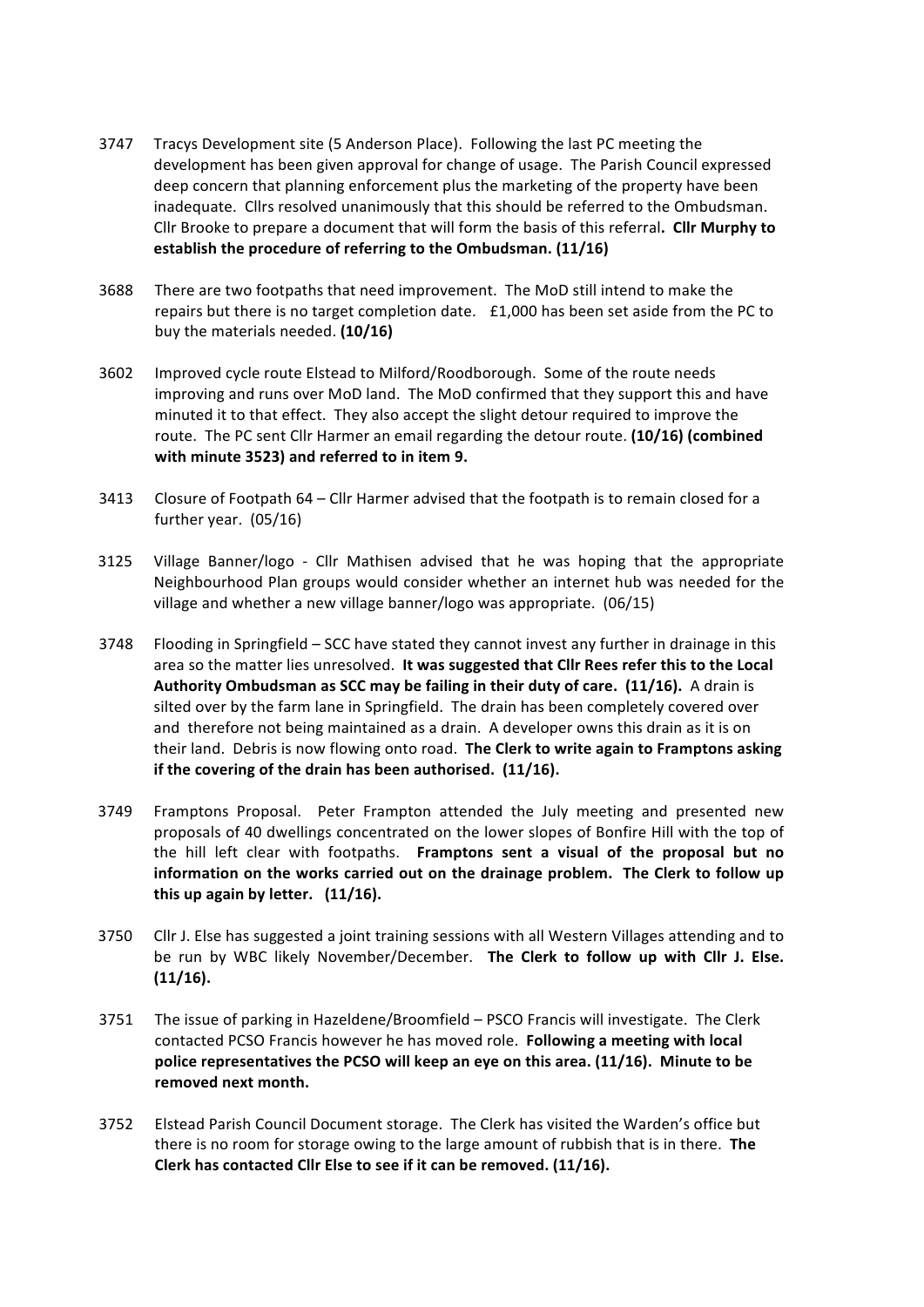3747 Tracys Development site (5 Anderson Place). Following the last PC meeting the development has been given approval for change of usage. The Parish Council expressed deep concern that planning enforcement plus the marketing of the property have been inadequate. Cllrs resolved unanimously that this should be referred to the Ombudsman. Cllr Brooke to prepare a document that will form the basis of this referral**. Cllr Murphy to establish the procedure of referring to the Ombudsman. (11/16)**

3688 There are two footpaths that need improvement. The MoD still intend to make the repairs but there is no target completion date. £1,000 has been set aside from the PC to buy the materials needed. **(10/16)**

3602 Improved cycle route Elstead to Milford/Roodborough. Some of the route needs improving and runs over MoD land. The MoD confirmed that they support this and have minuted it to that effect. They also accept the slight detour required to improve the route. The PC sent Cllr Harmer an email regarding the detour route. **(10/16) (combined with minute 3523) and referred to in item 9.**

3413 Closure of Footpath 64 – Cllr Harmer advised that the footpath is to remain closed for a further year. (05/16)

3125 Village Banner/logo - Cllr Mathisen advised that he was hoping that the appropriate Neighbourhood Plan groups would consider whether an internet hub was needed for the village and whether a new village banner/logo was appropriate. (06/15)

3748 Flooding in Springfield – SCC have stated they cannot invest any further in drainage in this area so the matter lies unresolved. **It was suggested that Cllr Rees refer this to the Local Authority Ombudsman as SCC may be failing in their duty of care. (11/16).** A drain is silted over by the farm lane in Springfield. The drain has been completely covered over and therefore not being maintained as a drain. A developer owns this drain as it is on their land. Debris is now flowing onto road. **The Clerk to write again to Framptons asking if the covering of the drain has been authorised. (11/16).**

3749 Framptons Proposal. Peter Frampton attended the July meeting and presented new proposals of 40 dwellings concentrated on the lower slopes of Bonfire Hill with the top of the hill left clear with footpaths. **Framptons sent a visual of the proposal but no information on the works carried out on the drainage problem. The Clerk to follow up this up again by letter. (11/16).**

3750 Cllr J. Else has suggested a joint training sessions with all Western Villages attending and to be run by WBC likely November/December. **The Clerk to follow up with Cllr J. Else. (11/16).**

3751 The issue of parking in Hazeldene/Broomfield – PSCO Francis will investigate. The Clerk contacted PCSO Francis however he has moved role. **Following a meeting with local police representatives the PCSO will keep an eye on this area. (11/16). Minute to be removed next month.**

3752 Elstead Parish Council Document storage. The Clerk has visited the Warden's office but there is no room for storage owing to the large amount of rubbish that is in there. **The Clerk has contacted Cllr Else to see if it can be removed. (11/16).**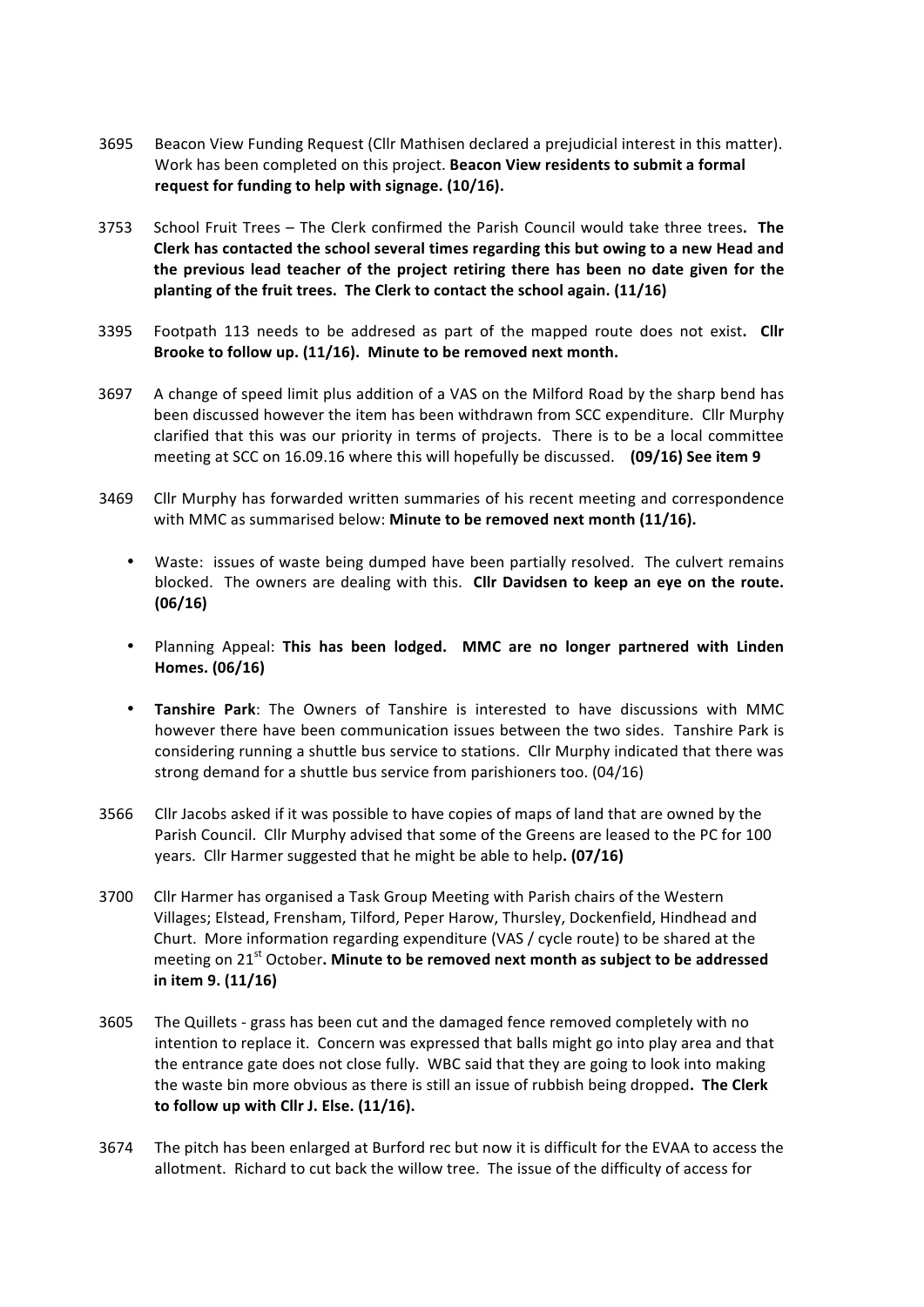3695 Beacon View Funding Request (Cllr Mathisen declared a prejudicial interest in this matter). Work has been completed on this project. **Beacon View residents to submit a formal request for funding to help with signage. (10/16).**

3753 School Fruit Trees – The Clerk confirmed the Parish Council would take three trees**. The Clerk has contacted the school several times regarding this but owing to a new Head and the previous lead teacher of the project retiring there has been no date given for the planting of the fruit trees. The Clerk to contact the school again. (11/16)**

3395 Footpath 113 needs to be addresed as part of the mapped route does not exist**. Cllr Brooke to follow up. (11/16). Minute to be removed next month.**

3697 A change of speed limit plus addition of a VAS on the Milford Road by the sharp bend has been discussed however the item has been withdrawn from SCC expenditure. Cllr Murphy clarified that this was our priority in terms of projects. There is to be a local committee meeting at SCC on 16.09.16 where this will hopefully be discussed. **(09/16) See item 9**

3469 Cllr Murphy has forwarded written summaries of his recent meeting and correspondence with MMC as summarised below: **Minute to be removed next month (11/16).**

- Waste: issues of waste being dumped have been partially resolved. The culvert remains blocked. The owners are dealing with this. **Cllr Davidsen to keep an eye on the route. (06/16)**
- Planning Appeal: **This has been lodged. MMC are no longer partnered with Linden Homes. (06/16)**
- **Tanshire Park**: The Owners of Tanshire is interested to have discussions with MMC however there have been communication issues between the two sides. Tanshire Park is considering running a shuttle bus service to stations. Cllr Murphy indicated that there was strong demand for a shuttle bus service from parishioners too. (04/16)

3566 Cllr Jacobs asked if it was possible to have copies of maps of land that are owned by the Parish Council. Cllr Murphy advised that some of the Greens are leased to the PC for 100 years. Cllr Harmer suggested that he might be able to help**. (07/16)**

3700 Cllr Harmer has organised a Task Group Meeting with Parish chairs of the Western Villages; Elstead, Frensham, Tilford, Peper Harow, Thursley, Dockenfield, Hindhead and Churt. More information regarding expenditure (VAS / cycle route) to be shared at the meeting on 21st October**. Minute to be removed next month as subject to be addressed in item 9. (11/16)**

3605 The Quillets - grass has been cut and the damaged fence removed completely with no intention to replace it. Concern was expressed that balls might go into play area and that the entrance gate does not close fully. WBC said that they are going to look into making the waste bin more obvious as there is still an issue of rubbish being dropped**. The Clerk to follow up with Cllr J. Else. (11/16).**

3674 The pitch has been enlarged at Burford rec but now it is difficult for the EVAA to access the allotment. Richard to cut back the willow tree. The issue of the difficulty of access for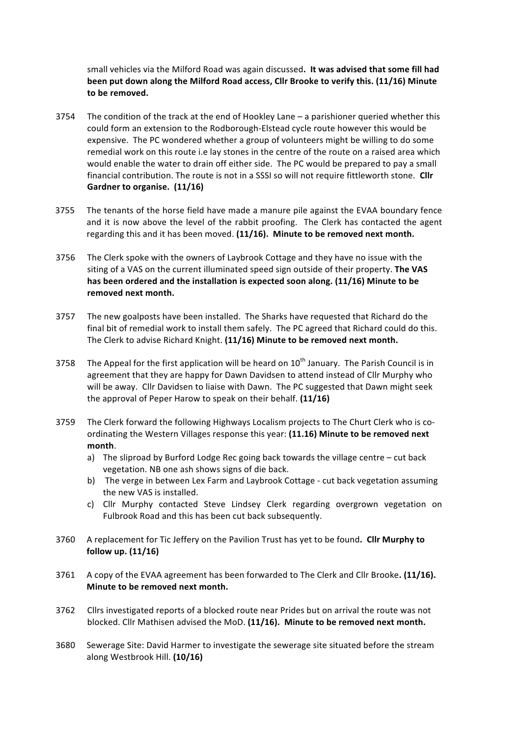small vehicles via the Milford Road was again discussed**. It was advised that some fill had been put down along the Milford Road access, Cllr Brooke to verify this. (11/16) Minute to be removed.**

3754 The condition of the track at the end of Hookley Lane – a parishioner queried whether this could form an extension to the Rodborough-Elstead cycle route however this would be expensive. The PC wondered whether a group of volunteers might be willing to do some remedial work on this route i.e lay stones in the centre of the route on a raised area which would enable the water to drain off either side. The PC would be prepared to pay a small financial contribution. The route is not in a SSSI so will not require fittleworth stone. **Cllr Gardner to organise. (11/16)**

3755 The tenants of the horse field have made a manure pile against the EVAA boundary fence and it is now above the level of the rabbit proofing. The Clerk has contacted the agent regarding this and it has been moved. **(11/16). Minute to be removed next month.**

3756 The Clerk spoke with the owners of Laybrook Cottage and they have no issue with the siting of a VAS on the current illuminated speed sign outside of their property. **The VAS has been ordered and the installation is expected soon along. (11/16) Minute to be removed next month.**

3757 The new goalposts have been installed. The Sharks have requested that Richard do the final bit of remedial work to install them safely. The PC agreed that Richard could do this. The Clerk to advise Richard Knight. **(11/16) Minute to be removed next month.**

3758 The Appeal for the first application will be heard on 10th January. The Parish Council is in agreement that they are happy for Dawn Davidsen to attend instead of Cllr Murphy who will be away. Cllr Davidsen to liaise with Dawn. The PC suggested that Dawn might seek the approval of Peper Harow to speak on their behalf. **(11/16)**

3759 The Clerk forward the following Highways Localism projects to The Churt Clerk who is co-ordinating the Western Villages response this year: **(11.16) Minute to be removed next month**.

a) The sliproad by Burford Lodge Rec going back towards the village centre – cut back vegetation. NB one ash shows signs of die back.
b) The verge in between Lex Farm and Laybrook Cottage - cut back vegetation assuming the new VAS is installed.
c) Cllr Murphy contacted Steve Lindsey Clerk regarding overgrown vegetation on Fulbrook Road and this has been cut back subsequently.

3760 A replacement for Tic Jeffery on the Pavilion Trust has yet to be found**. Cllr Murphy to follow up. (11/16)**

3761 A copy of the EVAA agreement has been forwarded to The Clerk and Cllr Brooke**. (11/16). Minute to be removed next month.**

3762 Cllrs investigated reports of a blocked route near Prides but on arrival the route was not blocked. Cllr Mathisen advised the MoD. **(11/16). Minute to be removed next month.**

3680 Sewerage Site: David Harmer to investigate the sewerage site situated before the stream along Westbrook Hill. **(10/16)**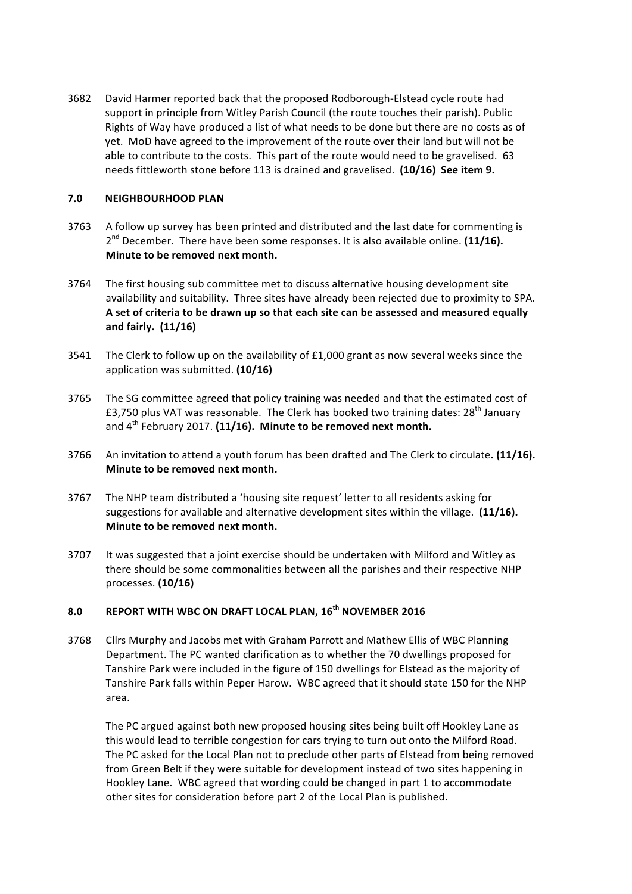3682 David Harmer reported back that the proposed Rodborough-Elstead cycle route had support in principle from Witley Parish Council (the route touches their parish). Public Rights of Way have produced a list of what needs to be done but there are no costs as of yet. MoD have agreed to the improvement of the route over their land but will not be able to contribute to the costs. This part of the route would need to be gravelised. 63 needs fittleworth stone before 113 is drained and gravelised. **(10/16) See item 9.**

## 7.0 NEIGHBOURHOOD PLAN

3763 A follow up survey has been printed and distributed and the last date for commenting is 2nd December. There have been some responses. It is also available online. **(11/16). Minute to be removed next month.**

3764 The first housing sub committee met to discuss alternative housing development site availability and suitability. Three sites have already been rejected due to proximity to SPA. **A set of criteria to be drawn up so that each site can be assessed and measured equally and fairly. (11/16)**

3541 The Clerk to follow up on the availability of £1,000 grant as now several weeks since the application was submitted. **(10/16)**

3765 The SG committee agreed that policy training was needed and that the estimated cost of £3,750 plus VAT was reasonable. The Clerk has booked two training dates: 28th January and 4th February 2017. **(11/16). Minute to be removed next month.**

3766 An invitation to attend a youth forum has been drafted and The Clerk to circulate**. (11/16). Minute to be removed next month.**

3767 The NHP team distributed a 'housing site request' letter to all residents asking for suggestions for available and alternative development sites within the village. **(11/16). Minute to be removed next month.**

3707 It was suggested that a joint exercise should be undertaken with Milford and Witley as there should be some commonalities between all the parishes and their respective NHP processes. **(10/16)**

## 8.0 REPORT WITH WBC ON DRAFT LOCAL PLAN, 16th NOVEMBER 2016

3768 Cllrs Murphy and Jacobs met with Graham Parrott and Mathew Ellis of WBC Planning Department. The PC wanted clarification as to whether the 70 dwellings proposed for Tanshire Park were included in the figure of 150 dwellings for Elstead as the majority of Tanshire Park falls within Peper Harow. WBC agreed that it should state 150 for the NHP area.

The PC argued against both new proposed housing sites being built off Hookley Lane as this would lead to terrible congestion for cars trying to turn out onto the Milford Road. The PC asked for the Local Plan not to preclude other parts of Elstead from being removed from Green Belt if they were suitable for development instead of two sites happening in Hookley Lane. WBC agreed that wording could be changed in part 1 to accommodate other sites for consideration before part 2 of the Local Plan is published.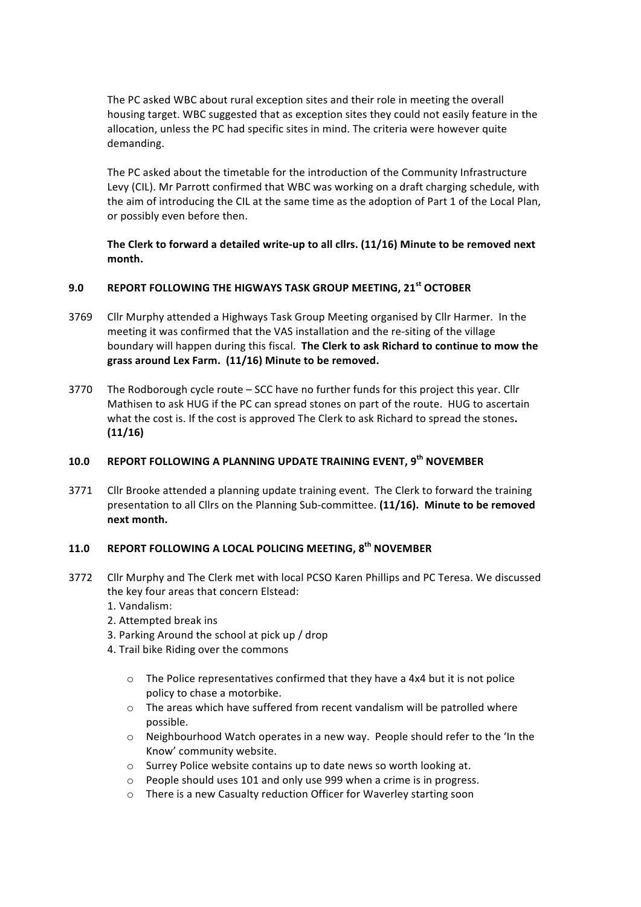The PC asked WBC about rural exception sites and their role in meeting the overall housing target. WBC suggested that as exception sites they could not easily feature in the allocation, unless the PC had specific sites in mind. The criteria were however quite demanding.

The PC asked about the timetable for the introduction of the Community Infrastructure Levy (CIL). Mr Parrott confirmed that WBC was working on a draft charging schedule, with the aim of introducing the CIL at the same time as the adoption of Part 1 of the Local Plan, or possibly even before then.

**The Clerk to forward a detailed write-up to all cllrs. (11/16) Minute to be removed next month.**

## 9.0 REPORT FOLLOWING THE HIGWAYS TASK GROUP MEETING, 21st OCTOBER

3769 Cllr Murphy attended a Highways Task Group Meeting organised by Cllr Harmer. In the meeting it was confirmed that the VAS installation and the re-siting of the village boundary will happen during this fiscal. **The Clerk to ask Richard to continue to mow the grass around Lex Farm. (11/16) Minute to be removed.**

3770 The Rodborough cycle route – SCC have no further funds for this project this year. Cllr Mathisen to ask HUG if the PC can spread stones on part of the route. HUG to ascertain what the cost is. If the cost is approved The Clerk to ask Richard to spread the stones**. (11/16)**

## 10.0 REPORT FOLLOWING A PLANNING UPDATE TRAINING EVENT, 9th NOVEMBER

3771 Cllr Brooke attended a planning update training event. The Clerk to forward the training presentation to all Cllrs on the Planning Sub-committee. **(11/16). Minute to be removed next month.**

## 11.0 REPORT FOLLOWING A LOCAL POLICING MEETING, 8th NOVEMBER

3772 Cllr Murphy and The Clerk met with local PCSO Karen Phillips and PC Teresa. We discussed the key four areas that concern Elstead:

1. Vandalism:
2. Attempted break ins
3. Parking Around the school at pick up / drop
4. Trail bike Riding over the commons

- The Police representatives confirmed that they have a 4x4 but it is not police policy to chase a motorbike.
- The areas which have suffered from recent vandalism will be patrolled where possible.
- Neighbourhood Watch operates in a new way. People should refer to the 'In the Know' community website.
- Surrey Police website contains up to date news so worth looking at.
- People should uses 101 and only use 999 when a crime is in progress.
- There is a new Casualty reduction Officer for Waverley starting soon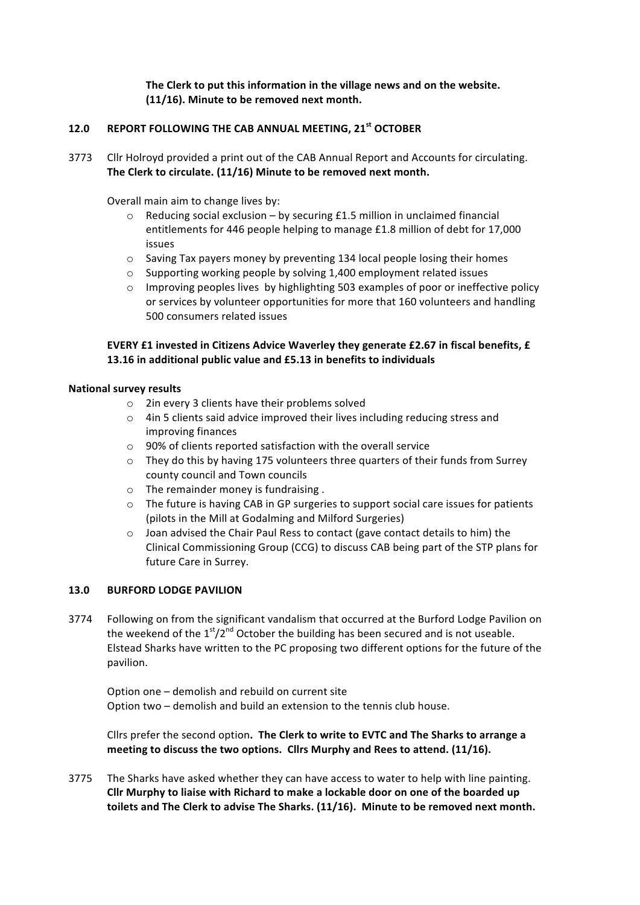**The Clerk to put this information in the village news and on the website. (11/16). Minute to be removed next month.**

## 12.0 REPORT FOLLOWING THE CAB ANNUAL MEETING, 21st OCTOBER

3773 Cllr Holroyd provided a print out of the CAB Annual Report and Accounts for circulating. **The Clerk to circulate. (11/16) Minute to be removed next month.**

Overall main aim to change lives by:

- Reducing social exclusion – by securing £1.5 million in unclaimed financial entitlements for 446 people helping to manage £1.8 million of debt for 17,000 issues
- Saving Tax payers money by preventing 134 local people losing their homes
- Supporting working people by solving 1,400 employment related issues
- Improving peoples lives by highlighting 503 examples of poor or ineffective policy or services by volunteer opportunities for more that 160 volunteers and handling 500 consumers related issues

**EVERY £1 invested in Citizens Advice Waverley they generate £2.67 in fiscal benefits, £ 13.16 in additional public value and £5.13 in benefits to individuals**

**National survey results**

- 2in every 3 clients have their problems solved
- 4in 5 clients said advice improved their lives including reducing stress and improving finances
- 90% of clients reported satisfaction with the overall service
- They do this by having 175 volunteers three quarters of their funds from Surrey county council and Town councils
- The remainder money is fundraising .
- The future is having CAB in GP surgeries to support social care issues for patients (pilots in the Mill at Godalming and Milford Surgeries)
- Joan advised the Chair Paul Ress to contact (gave contact details to him) the Clinical Commissioning Group (CCG) to discuss CAB being part of the STP plans for future Care in Surrey.

## 13.0 BURFORD LODGE PAVILION

3774 Following on from the significant vandalism that occurred at the Burford Lodge Pavilion on the weekend of the 1st/2nd October the building has been secured and is not useable. Elstead Sharks have written to the PC proposing two different options for the future of the pavilion.

Option one – demolish and rebuild on current site
Option two – demolish and build an extension to the tennis club house.

Cllrs prefer the second option**. The Clerk to write to EVTC and The Sharks to arrange a meeting to discuss the two options. Cllrs Murphy and Rees to attend. (11/16).**

3775 The Sharks have asked whether they can have access to water to help with line painting. **Cllr Murphy to liaise with Richard to make a lockable door on one of the boarded up toilets and The Clerk to advise The Sharks. (11/16). Minute to be removed next month.**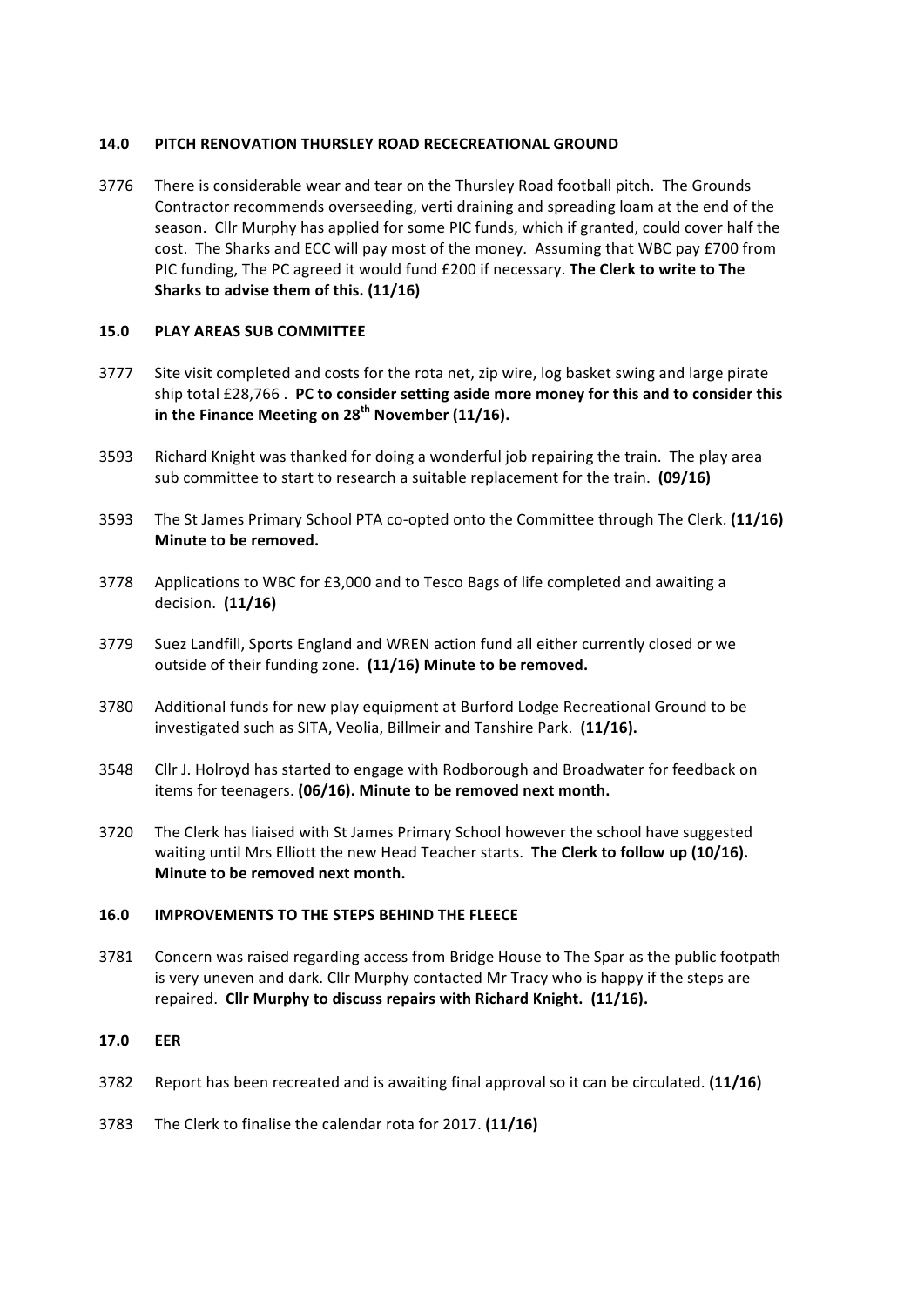## 14.0 PITCH RENOVATION THURSLEY ROAD RECECREATIONAL GROUND

3776 There is considerable wear and tear on the Thursley Road football pitch. The Grounds Contractor recommends overseeding, verti draining and spreading loam at the end of the season. Cllr Murphy has applied for some PIC funds, which if granted, could cover half the cost. The Sharks and ECC will pay most of the money. Assuming that WBC pay £700 from PIC funding, The PC agreed it would fund £200 if necessary. **The Clerk to write to The Sharks to advise them of this. (11/16)**

## 15.0 PLAY AREAS SUB COMMITTEE

3777 Site visit completed and costs for the rota net, zip wire, log basket swing and large pirate ship total £28,766 . **PC to consider setting aside more money for this and to consider this in the Finance Meeting on 28th November (11/16).**

3593 Richard Knight was thanked for doing a wonderful job repairing the train. The play area sub committee to start to research a suitable replacement for the train. **(09/16)**

3593 The St James Primary School PTA co-opted onto the Committee through The Clerk. **(11/16) Minute to be removed.**

3778 Applications to WBC for £3,000 and to Tesco Bags of life completed and awaiting a decision. **(11/16)**

3779 Suez Landfill, Sports England and WREN action fund all either currently closed or we outside of their funding zone. **(11/16) Minute to be removed.**

3780 Additional funds for new play equipment at Burford Lodge Recreational Ground to be investigated such as SITA, Veolia, Billmeir and Tanshire Park. **(11/16).**

3548 Cllr J. Holroyd has started to engage with Rodborough and Broadwater for feedback on items for teenagers. **(06/16). Minute to be removed next month.**

3720 The Clerk has liaised with St James Primary School however the school have suggested waiting until Mrs Elliott the new Head Teacher starts. **The Clerk to follow up (10/16). Minute to be removed next month.**

## 16.0 IMPROVEMENTS TO THE STEPS BEHIND THE FLEECE

3781 Concern was raised regarding access from Bridge House to The Spar as the public footpath is very uneven and dark. Cllr Murphy contacted Mr Tracy who is happy if the steps are repaired. **Cllr Murphy to discuss repairs with Richard Knight. (11/16).**

## 17.0 EER

3782 Report has been recreated and is awaiting final approval so it can be circulated. **(11/16)**

3783 The Clerk to finalise the calendar rota for 2017. **(11/16)**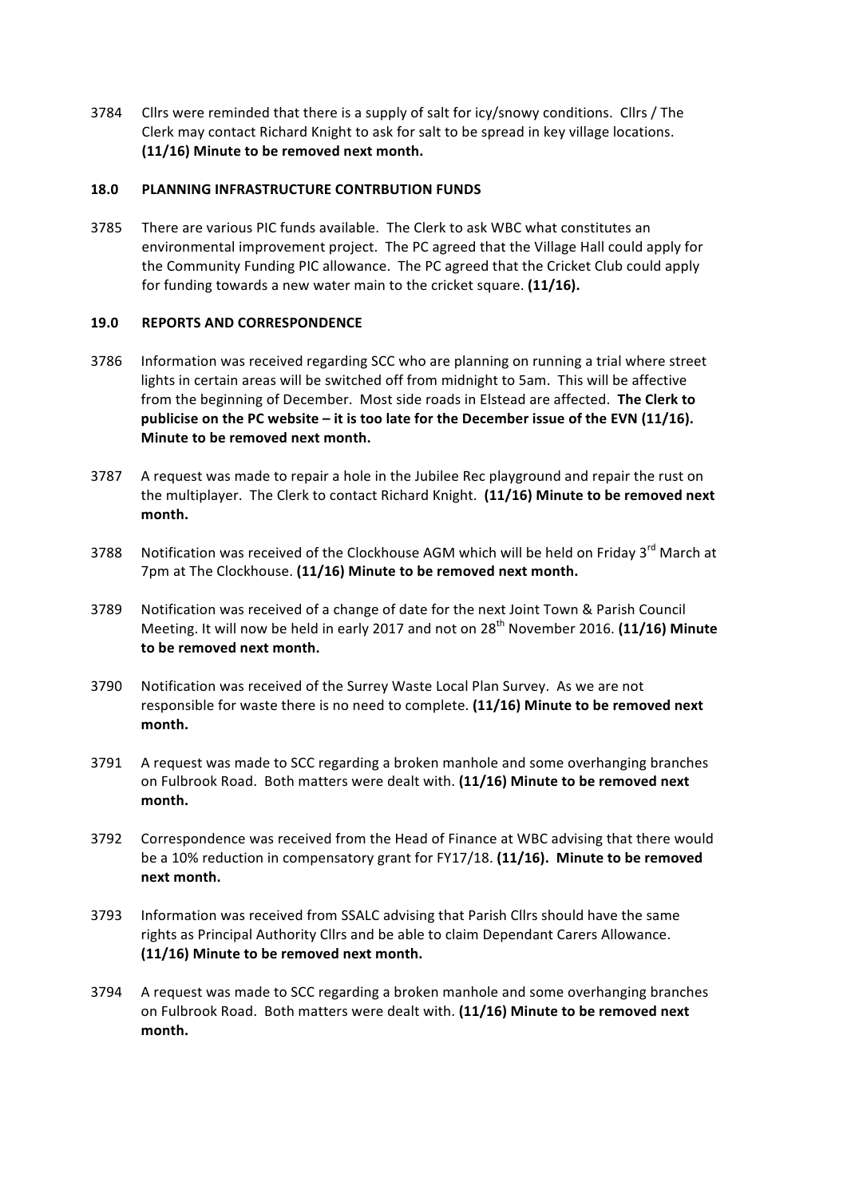3784 Cllrs were reminded that there is a supply of salt for icy/snowy conditions. Cllrs / The Clerk may contact Richard Knight to ask for salt to be spread in key village locations. **(11/16) Minute to be removed next month.**

## 18.0 PLANNING INFRASTRUCTURE CONTRBUTION FUNDS

3785 There are various PIC funds available. The Clerk to ask WBC what constitutes an environmental improvement project. The PC agreed that the Village Hall could apply for the Community Funding PIC allowance. The PC agreed that the Cricket Club could apply for funding towards a new water main to the cricket square. **(11/16).**

## 19.0 REPORTS AND CORRESPONDENCE

3786 Information was received regarding SCC who are planning on running a trial where street lights in certain areas will be switched off from midnight to 5am. This will be affective from the beginning of December. Most side roads in Elstead are affected. **The Clerk to publicise on the PC website – it is too late for the December issue of the EVN (11/16). Minute to be removed next month.**

3787 A request was made to repair a hole in the Jubilee Rec playground and repair the rust on the multiplayer. The Clerk to contact Richard Knight. **(11/16) Minute to be removed next month.**

3788 Notification was received of the Clockhouse AGM which will be held on Friday 3rd March at 7pm at The Clockhouse. **(11/16) Minute to be removed next month.**

3789 Notification was received of a change of date for the next Joint Town & Parish Council Meeting. It will now be held in early 2017 and not on 28th November 2016. **(11/16) Minute to be removed next month.**

3790 Notification was received of the Surrey Waste Local Plan Survey. As we are not responsible for waste there is no need to complete. **(11/16) Minute to be removed next month.**

3791 A request was made to SCC regarding a broken manhole and some overhanging branches on Fulbrook Road. Both matters were dealt with. **(11/16) Minute to be removed next month.**

3792 Correspondence was received from the Head of Finance at WBC advising that there would be a 10% reduction in compensatory grant for FY17/18. **(11/16). Minute to be removed next month.**

3793 Information was received from SSALC advising that Parish Cllrs should have the same rights as Principal Authority Cllrs and be able to claim Dependant Carers Allowance. **(11/16) Minute to be removed next month.**

3794 A request was made to SCC regarding a broken manhole and some overhanging branches on Fulbrook Road. Both matters were dealt with. **(11/16) Minute to be removed next month.**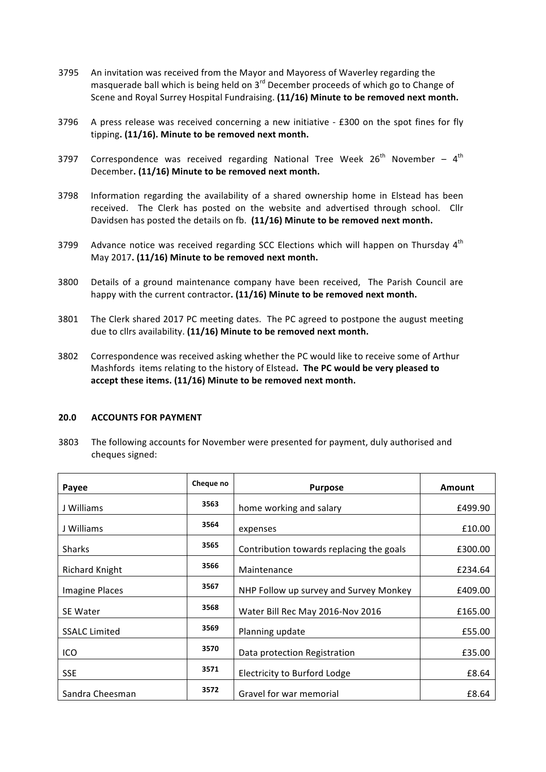3795 An invitation was received from the Mayor and Mayoress of Waverley regarding the masquerade ball which is being held on 3rd December proceeds of which go to Change of Scene and Royal Surrey Hospital Fundraising. **(11/16) Minute to be removed next month.**

3796 A press release was received concerning a new initiative - £300 on the spot fines for fly tipping**. (11/16). Minute to be removed next month.**

3797 Correspondence was received regarding National Tree Week 26th November – 4th December**. (11/16) Minute to be removed next month.**

3798 Information regarding the availability of a shared ownership home in Elstead has been received. The Clerk has posted on the website and advertised through school. Cllr Davidsen has posted the details on fb. **(11/16) Minute to be removed next month.**

3799 Advance notice was received regarding SCC Elections which will happen on Thursday 4th May 2017**. (11/16) Minute to be removed next month.**

3800 Details of a ground maintenance company have been received, The Parish Council are happy with the current contractor**. (11/16) Minute to be removed next month.**

3801 The Clerk shared 2017 PC meeting dates. The PC agreed to postpone the august meeting due to cllrs availability. **(11/16) Minute to be removed next month.**

3802 Correspondence was received asking whether the PC would like to receive some of Arthur Mashfords items relating to the history of Elstead**. The PC would be very pleased to accept these items. (11/16) Minute to be removed next month.**

#### 20.0 ACCOUNTS FOR PAYMENT

3803 The following accounts for November were presented for payment, duly authorised and cheques signed:

| Payee | Cheque no | Purpose | Amount |
|---|---|---|---|
| J Williams | 3563 | home working and salary | £499.90 |
| J Williams | 3564 | expenses | £10.00 |
| Sharks | 3565 | Contribution towards replacing the goals | £300.00 |
| Richard Knight | 3566 | Maintenance | £234.64 |
| Imagine Places | 3567 | NHP Follow up survey and Survey Monkey | £409.00 |
| SE Water | 3568 | Water Bill Rec May 2016-Nov 2016 | £165.00 |
| SSALC Limited | 3569 | Planning update | £55.00 |
| ICO | 3570 | Data protection Registration | £35.00 |
| SSE | 3571 | Electricity to Burford Lodge | £8.64 |
| Sandra Cheesman | 3572 | Gravel for war memorial | £8.64 |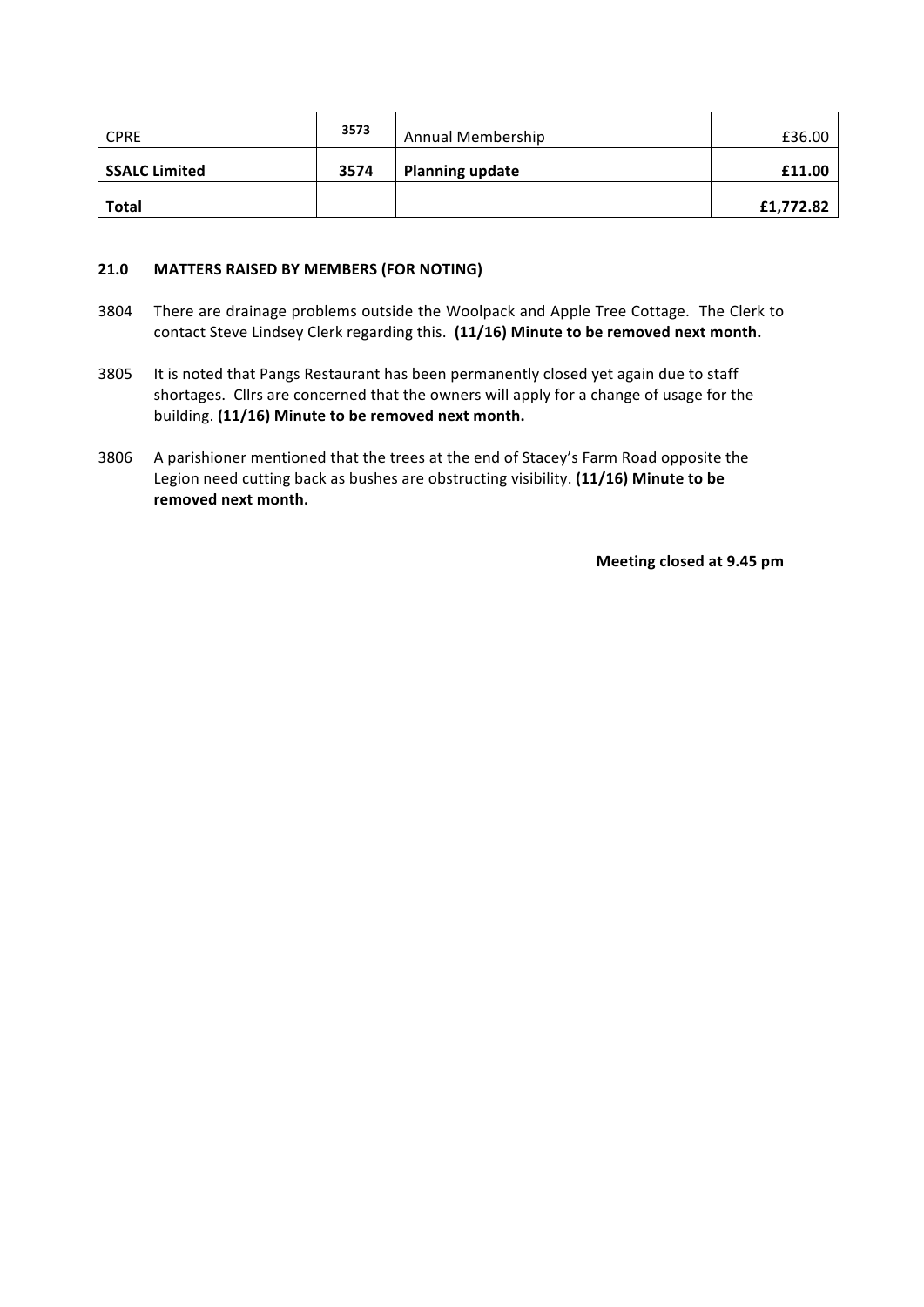| | | | |
|---|---|---|---|
| CPRE | 3573 | Annual Membership | £36.00 |
| **SSALC Limited** | **3574** | **Planning update** | **£11.00** |
| **Total** | | | **£1,772.82** |

### 21.0 MATTERS RAISED BY MEMBERS (FOR NOTING)

3804 There are drainage problems outside the Woolpack and Apple Tree Cottage. The Clerk to contact Steve Lindsey Clerk regarding this. **(11/16) Minute to be removed next month.**

3805 It is noted that Pangs Restaurant has been permanently closed yet again due to staff shortages. Cllrs are concerned that the owners will apply for a change of usage for the building. **(11/16) Minute to be removed next month.**

3806 A parishioner mentioned that the trees at the end of Stacey's Farm Road opposite the Legion need cutting back as bushes are obstructing visibility. **(11/16) Minute to be removed next month.**

**Meeting closed at 9.45 pm**